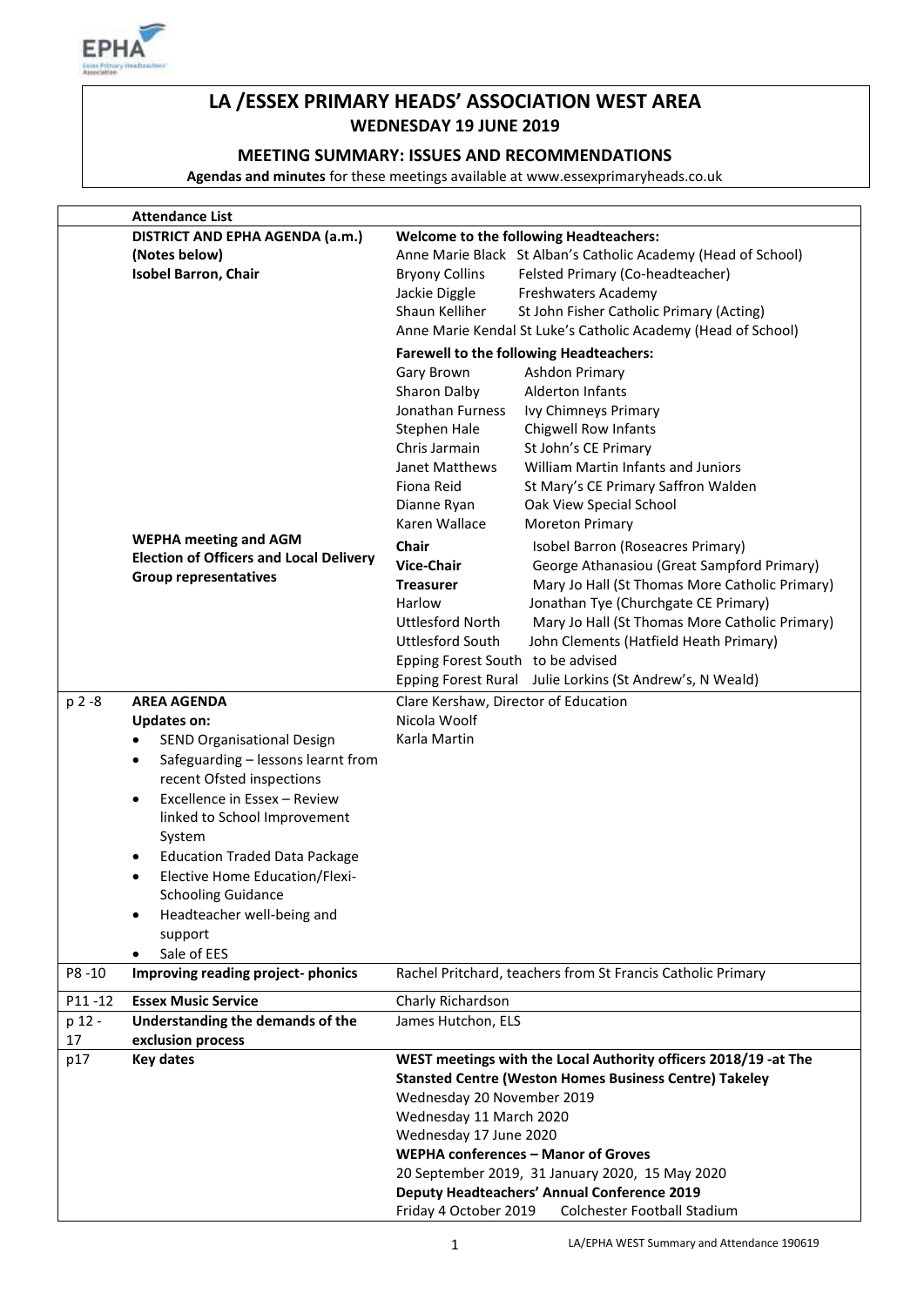# LA /ESSEX PRIMARY HEADS' ASSOCIATION WEST AREA

## WEDNESDAY 19 JUNE 2019

### MEETING SUMMARY: ISSUES AND RECOMMENDATIONS

**Agendas and minutes** for these meetings available at www.essexprimaryheads.co.uk

| | **Attendance List** | |
|---|---|---|
| | **DISTRICT AND EPHA AGENDA (a.m.) (Notes below)**<br>**Isobel Barron, Chair** | **Welcome to the following Headteachers:**<br>Anne Marie Black St Alban's Catholic Academy (Head of School)<br>Bryony Collins Felsted Primary (Co-headteacher)<br>Jackie Diggle Freshwaters Academy<br>Shaun Kelliher St John Fisher Catholic Primary (Acting)<br>Anne Marie Kendal St Luke's Catholic Academy (Head of School)<br>**Farewell to the following Headteachers:**<br>Gary Brown Ashdon Primary<br>Sharon Dalby Alderton Infants<br>Jonathan Furness Ivy Chimneys Primary<br>Stephen Hale Chigwell Row Infants<br>Chris Jarmain St John's CE Primary<br>Janet Matthews William Martin Infants and Juniors<br>Fiona Reid St Mary's CE Primary Saffron Walden<br>Dianne Ryan Oak View Special School<br>Karen Wallace Moreton Primary |
| | **WEPHA meeting and AGM**<br>**Election of Officers and Local Delivery Group representatives** | **Chair** Isobel Barron (Roseacres Primary)<br>**Vice-Chair** George Athanasiou (Great Sampford Primary)<br>**Treasurer** Mary Jo Hall (St Thomas More Catholic Primary)<br>Harlow Jonathan Tye (Churchgate CE Primary)<br>Uttlesford North Mary Jo Hall (St Thomas More Catholic Primary)<br>Uttlesford South John Clements (Hatfield Heath Primary)<br>Epping Forest South to be advised<br>Epping Forest Rural Julie Lorkins (St Andrew's, N Weald) |
| p 2 -8 | **AREA AGENDA**<br>**Updates on:**<br>• SEND Organisational Design<br>• Safeguarding – lessons learnt from recent Ofsted inspections<br>• Excellence in Essex – Review linked to School Improvement System<br>• Education Traded Data Package<br>• Elective Home Education/Flexi-Schooling Guidance<br>• Headteacher well-being and support<br>• Sale of EES | Clare Kershaw, Director of Education<br>Nicola Woolf<br>Karla Martin |
| P8 -10 | **Improving reading project- phonics** | Rachel Pritchard, teachers from St Francis Catholic Primary |
| P11 -12 | **Essex Music Service** | Charly Richardson |
| p 12 - 17 | **Understanding the demands of the exclusion process** | James Hutchon, ELS |
| p17 | **Key dates** | **WEST meetings with the Local Authority officers 2018/19 -at The Stansted Centre (Weston Homes Business Centre) Takeley**<br>Wednesday 20 November 2019<br>Wednesday 11 March 2020<br>Wednesday 17 June 2020<br>**WEPHA conferences – Manor of Groves**<br>20 September 2019, 31 January 2020, 15 May 2020<br>**Deputy Headteachers' Annual Conference 2019**<br>Friday 4 October 2019 Colchester Football Stadium |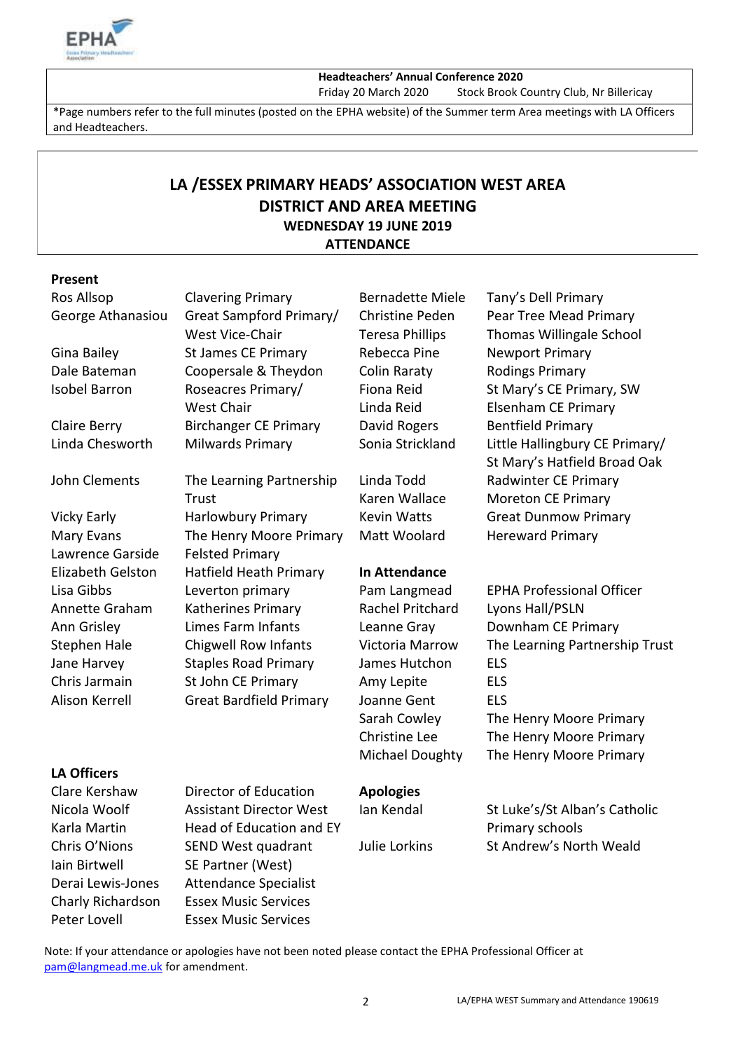**Headteachers' Annual Conference 2020**
Friday 20 March 2020 Stock Brook Country Club, Nr Billericay

*Page numbers refer to the full minutes (posted on the EPHA website) of the Summer term Area meetings with LA Officers and Headteachers.

# LA /ESSEX PRIMARY HEADS' ASSOCIATION WEST AREA DISTRICT AND AREA MEETING

## WEDNESDAY 19 JUNE 2019

## ATTENDANCE

### Present

| Name | School |
|---|---|
| Ros Allsop | Clavering Primary |
| George Athanasiou | Great Sampford Primary/ West Vice-Chair |
| Gina Bailey | St James CE Primary |
| Dale Bateman | Coopersale & Theydon |
| Isobel Barron | Roseacres Primary/ West Chair |
| Claire Berry | Birchanger CE Primary |
| Linda Chesworth | Milwards Primary |
| John Clements | The Learning Partnership Trust |
| Vicky Early | Harlowbury Primary |
| Mary Evans | The Henry Moore Primary |
| Lawrence Garside | Felsted Primary |
| Elizabeth Gelston | Hatfield Heath Primary |
| Lisa Gibbs | Leverton primary |
| Annette Graham | Katherines Primary |
| Ann Grisley | Limes Farm Infants |
| Stephen Hale | Chigwell Row Infants |
| Jane Harvey | Staples Road Primary |
| Chris Jarmain | St John CE Primary |
| Alison Kerrell | Great Bardfield Primary |
| Bernadette Miele | Tany's Dell Primary |
| Christine Peden | Pear Tree Mead Primary |
| Teresa Phillips | Thomas Willingale School |
| Rebecca Pine | Newport Primary |
| Colin Raraty | Rodings Primary |
| Fiona Reid | St Mary's CE Primary, SW |
| Linda Reid | Elsenham CE Primary |
| David Rogers | Bentfield Primary |
| Sonia Strickland | Little Hallingbury CE Primary/ St Mary's Hatfield Broad Oak |
| Linda Todd | Radwinter CE Primary |
| Karen Wallace | Moreton CE Primary |
| Kevin Watts | Great Dunmow Primary |
| Matt Woolard | Hereward Primary |

### In Attendance

| Name | Role/School |
|---|---|
| Pam Langmead | EPHA Professional Officer |
| Rachel Pritchard | Lyons Hall/PSLN |
| Leanne Gray | Downham CE Primary |
| Victoria Marrow | The Learning Partnership Trust |
| James Hutchon | ELS |
| Amy Lepite | ELS |
| Joanne Gent | ELS |
| Sarah Cowley | The Henry Moore Primary |
| Christine Lee | The Henry Moore Primary |
| Michael Doughty | The Henry Moore Primary |

### LA Officers

| Name | Role |
|---|---|
| Clare Kershaw | Director of Education |
| Nicola Woolf | Assistant Director West |
| Karla Martin | Head of Education and EY |
| Chris O'Nions | SEND West quadrant |
| Iain Birtwell | SE Partner (West) |
| Derai Lewis-Jones | Attendance Specialist |
| Charly Richardson | Essex Music Services |
| Peter Lovell | Essex Music Services |

### Apologies

| Name | School |
|---|---|
| Ian Kendal | St Luke's/St Alban's Catholic Primary schools |
| Julie Lorkins | St Andrew's North Weald |

Note: If your attendance or apologies have not been noted please contact the EPHA Professional Officer at pam@langmead.me.uk for amendment.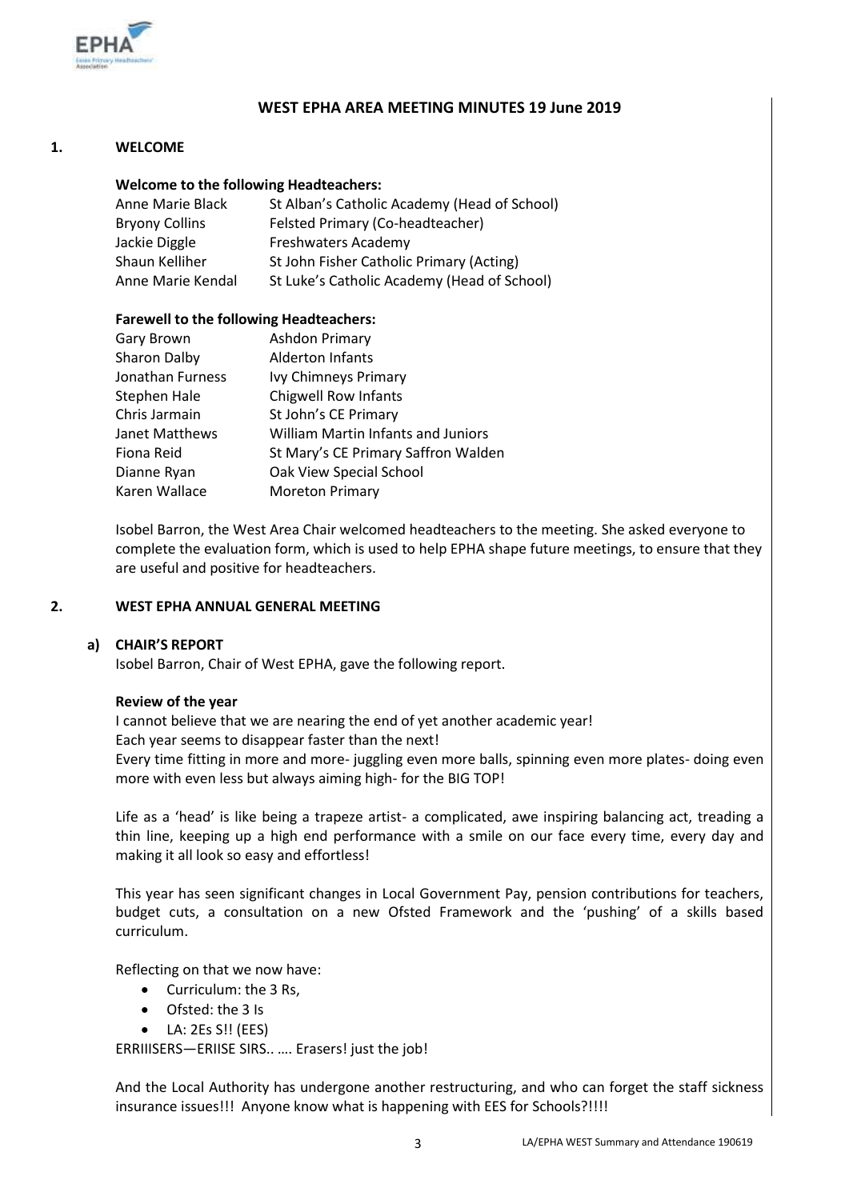## WEST EPHA AREA MEETING MINUTES 19 June 2019

### 1. WELCOME

**Welcome to the following Headteachers:**

| | |
|---|---|
| Anne Marie Black | St Alban's Catholic Academy (Head of School) |
| Bryony Collins | Felsted Primary (Co-headteacher) |
| Jackie Diggle | Freshwaters Academy |
| Shaun Kelliher | St John Fisher Catholic Primary (Acting) |
| Anne Marie Kendal | St Luke's Catholic Academy (Head of School) |

**Farewell to the following Headteachers:**

| | |
|---|---|
| Gary Brown | Ashdon Primary |
| Sharon Dalby | Alderton Infants |
| Jonathan Furness | Ivy Chimneys Primary |
| Stephen Hale | Chigwell Row Infants |
| Chris Jarmain | St John's CE Primary |
| Janet Matthews | William Martin Infants and Juniors |
| Fiona Reid | St Mary's CE Primary Saffron Walden |
| Dianne Ryan | Oak View Special School |
| Karen Wallace | Moreton Primary |

Isobel Barron, the West Area Chair welcomed headteachers to the meeting. She asked everyone to complete the evaluation form, which is used to help EPHA shape future meetings, to ensure that they are useful and positive for headteachers.

### 2. WEST EPHA ANNUAL GENERAL MEETING

**a) CHAIR'S REPORT**

Isobel Barron, Chair of West EPHA, gave the following report.

**Review of the year**

I cannot believe that we are nearing the end of yet another academic year!
Each year seems to disappear faster than the next!
Every time fitting in more and more- juggling even more balls, spinning even more plates- doing even more with even less but always aiming high- for the BIG TOP!

Life as a 'head' is like being a trapeze artist- a complicated, awe inspiring balancing act, treading a thin line, keeping up a high end performance with a smile on our face every time, every day and making it all look so easy and effortless!

This year has seen significant changes in Local Government Pay, pension contributions for teachers, budget cuts, a consultation on a new Ofsted Framework and the 'pushing' of a skills based curriculum.

Reflecting on that we now have:

- Curriculum: the 3 Rs,
- Ofsted: the 3 Is
- LA: 2Es S!! (EES)

ERRIIISERS—ERIISE SIRS.. …. Erasers! just the job!

And the Local Authority has undergone another restructuring, and who can forget the staff sickness insurance issues!!! Anyone know what is happening with EES for Schools?!!!!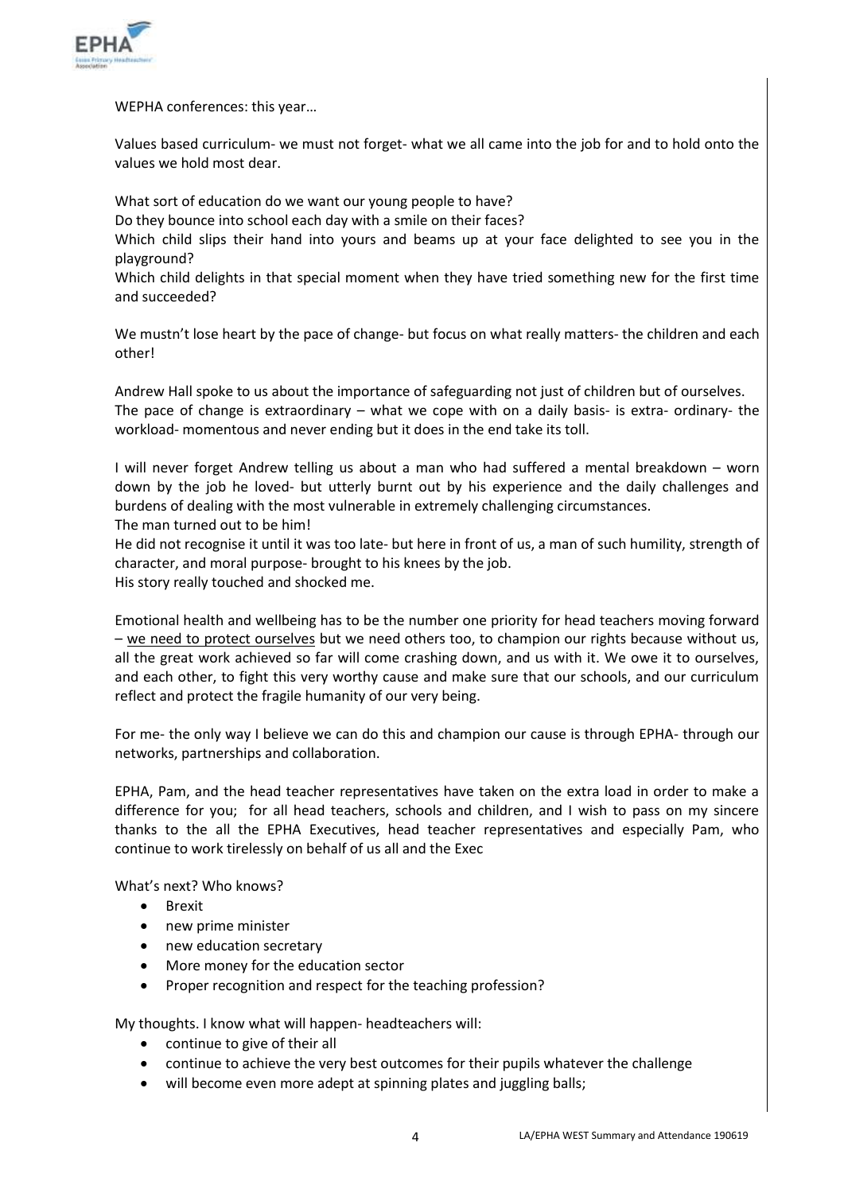WEPHA conferences: this year…

Values based curriculum- we must not forget- what we all came into the job for and to hold onto the values we hold most dear.

What sort of education do we want our young people to have?
Do they bounce into school each day with a smile on their faces?
Which child slips their hand into yours and beams up at your face delighted to see you in the playground?
Which child delights in that special moment when they have tried something new for the first time and succeeded?

We mustn't lose heart by the pace of change- but focus on what really matters- the children and each other!

Andrew Hall spoke to us about the importance of safeguarding not just of children but of ourselves.
The pace of change is extraordinary – what we cope with on a daily basis- is extra- ordinary- the workload- momentous and never ending but it does in the end take its toll.

I will never forget Andrew telling us about a man who had suffered a mental breakdown – worn down by the job he loved- but utterly burnt out by his experience and the daily challenges and burdens of dealing with the most vulnerable in extremely challenging circumstances.
The man turned out to be him!
He did not recognise it until it was too late- but here in front of us, a man of such humility, strength of character, and moral purpose- brought to his knees by the job.
His story really touched and shocked me.

Emotional health and wellbeing has to be the number one priority for head teachers moving forward – <u>we need to protect ourselves</u> but we need others too, to champion our rights because without us, all the great work achieved so far will come crashing down, and us with it. We owe it to ourselves, and each other, to fight this very worthy cause and make sure that our schools, and our curriculum reflect and protect the fragile humanity of our very being.

For me- the only way I believe we can do this and champion our cause is through EPHA- through our networks, partnerships and collaboration.

EPHA, Pam, and the head teacher representatives have taken on the extra load in order to make a difference for you; for all head teachers, schools and children, and I wish to pass on my sincere thanks to the all the EPHA Executives, head teacher representatives and especially Pam, who continue to work tirelessly on behalf of us all and the Exec

What's next? Who knows?

- Brexit
- new prime minister
- new education secretary
- More money for the education sector
- Proper recognition and respect for the teaching profession?

My thoughts. I know what will happen- headteachers will:

- continue to give of their all
- continue to achieve the very best outcomes for their pupils whatever the challenge
- will become even more adept at spinning plates and juggling balls;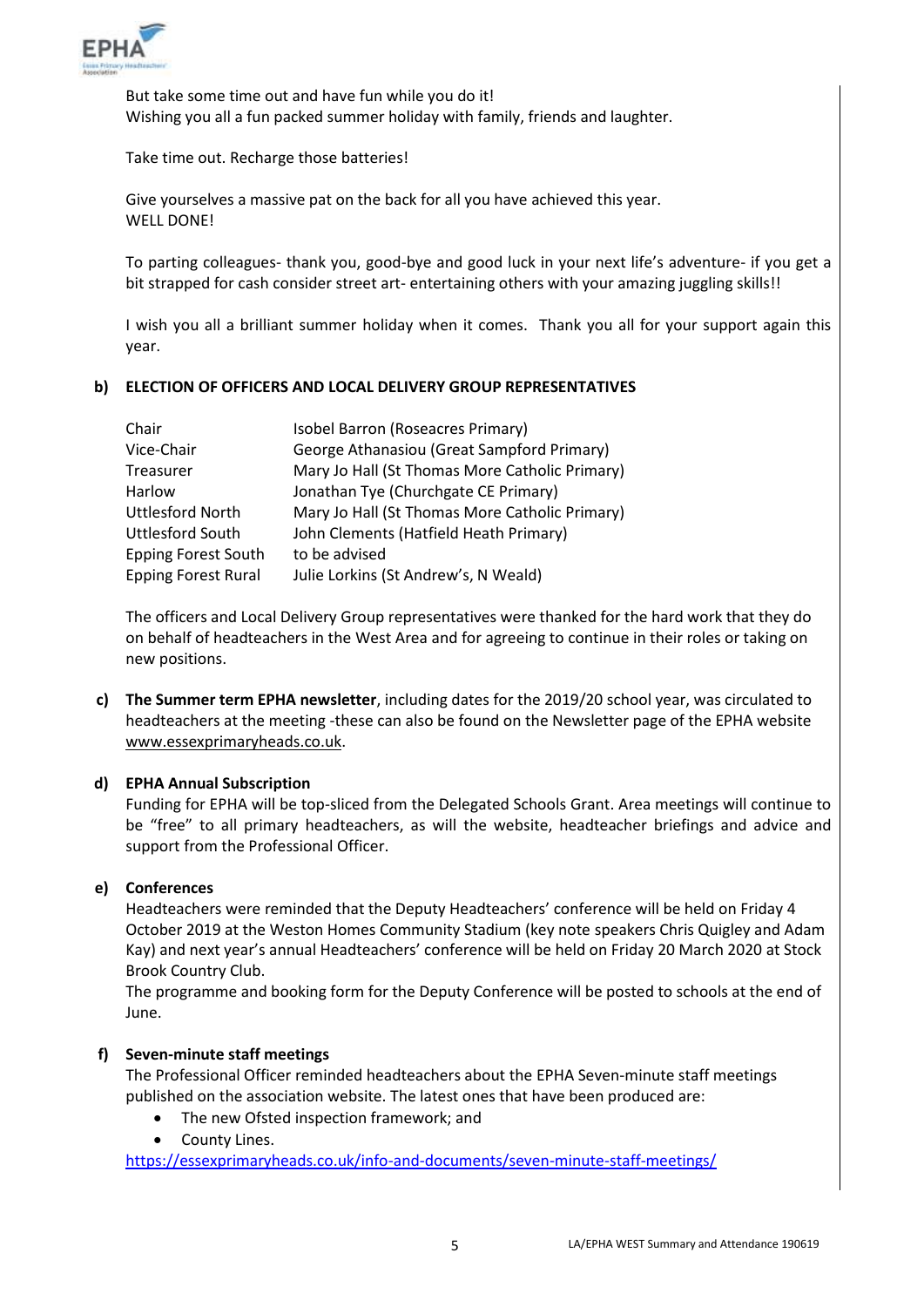But take some time out and have fun while you do it!
Wishing you all a fun packed summer holiday with family, friends and laughter.

Take time out. Recharge those batteries!

Give yourselves a massive pat on the back for all you have achieved this year.
WELL DONE!

To parting colleagues- thank you, good-bye and good luck in your next life's adventure- if you get a bit strapped for cash consider street art- entertaining others with your amazing juggling skills!!

I wish you all a brilliant summer holiday when it comes. Thank you all for your support again this year.

**b) ELECTION OF OFFICERS AND LOCAL DELIVERY GROUP REPRESENTATIVES**

| | |
|---|---|
| Chair | Isobel Barron (Roseacres Primary) |
| Vice-Chair | George Athanasiou (Great Sampford Primary) |
| Treasurer | Mary Jo Hall (St Thomas More Catholic Primary) |
| Harlow | Jonathan Tye (Churchgate CE Primary) |
| Uttlesford North | Mary Jo Hall (St Thomas More Catholic Primary) |
| Uttlesford South | John Clements (Hatfield Heath Primary) |
| Epping Forest South | to be advised |
| Epping Forest Rural | Julie Lorkins (St Andrew's, N Weald) |

The officers and Local Delivery Group representatives were thanked for the hard work that they do on behalf of headteachers in the West Area and for agreeing to continue in their roles or taking on new positions.

**c) The Summer term EPHA newsletter**, including dates for the 2019/20 school year, was circulated to headteachers at the meeting -these can also be found on the Newsletter page of the EPHA website www.essexprimaryheads.co.uk.

**d) EPHA Annual Subscription**

Funding for EPHA will be top-sliced from the Delegated Schools Grant. Area meetings will continue to be "free" to all primary headteachers, as will the website, headteacher briefings and advice and support from the Professional Officer.

**e) Conferences**

Headteachers were reminded that the Deputy Headteachers' conference will be held on Friday 4 October 2019 at the Weston Homes Community Stadium (key note speakers Chris Quigley and Adam Kay) and next year's annual Headteachers' conference will be held on Friday 20 March 2020 at Stock Brook Country Club.
The programme and booking form for the Deputy Conference will be posted to schools at the end of June.

**f) Seven-minute staff meetings**

The Professional Officer reminded headteachers about the EPHA Seven-minute staff meetings published on the association website. The latest ones that have been produced are:

- The new Ofsted inspection framework; and
- County Lines.

https://essexprimaryheads.co.uk/info-and-documents/seven-minute-staff-meetings/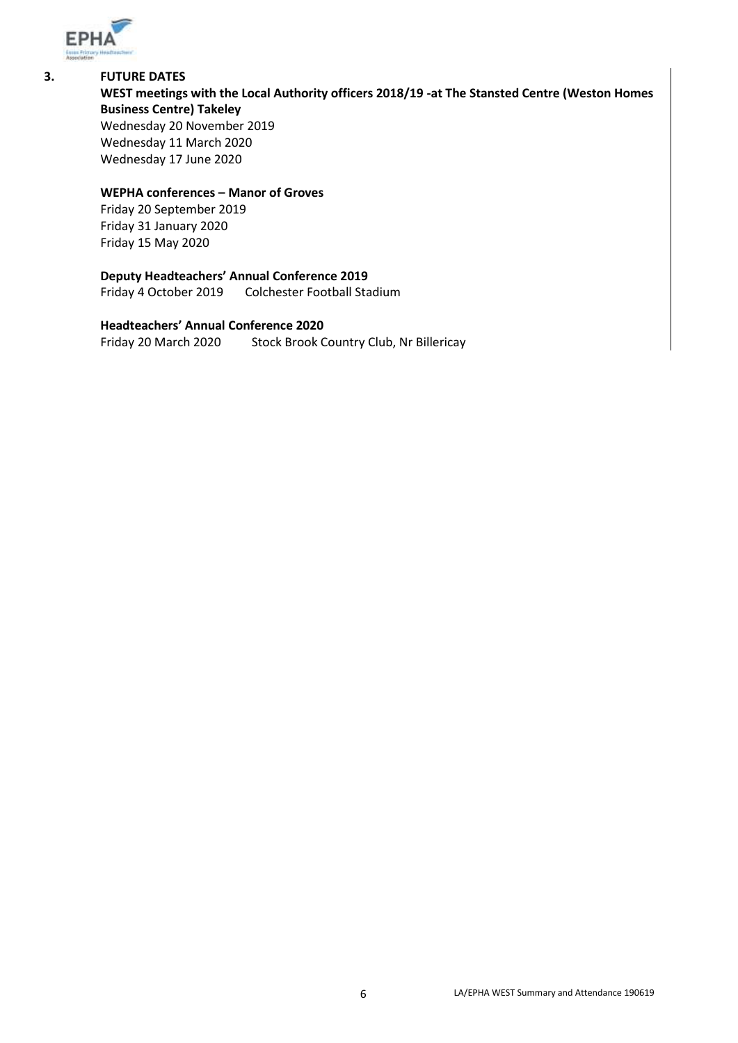## 3. FUTURE DATES

**WEST meetings with the Local Authority officers 2018/19 -at The Stansted Centre (Weston Homes Business Centre) Takeley**

Wednesday 20 November 2019
Wednesday 11 March 2020
Wednesday 17 June 2020

**WEPHA conferences – Manor of Groves**

Friday 20 September 2019
Friday 31 January 2020
Friday 15 May 2020

**Deputy Headteachers' Annual Conference 2019**

Friday 4 October 2019 Colchester Football Stadium

**Headteachers' Annual Conference 2020**

Friday 20 March 2020 Stock Brook Country Club, Nr Billericay